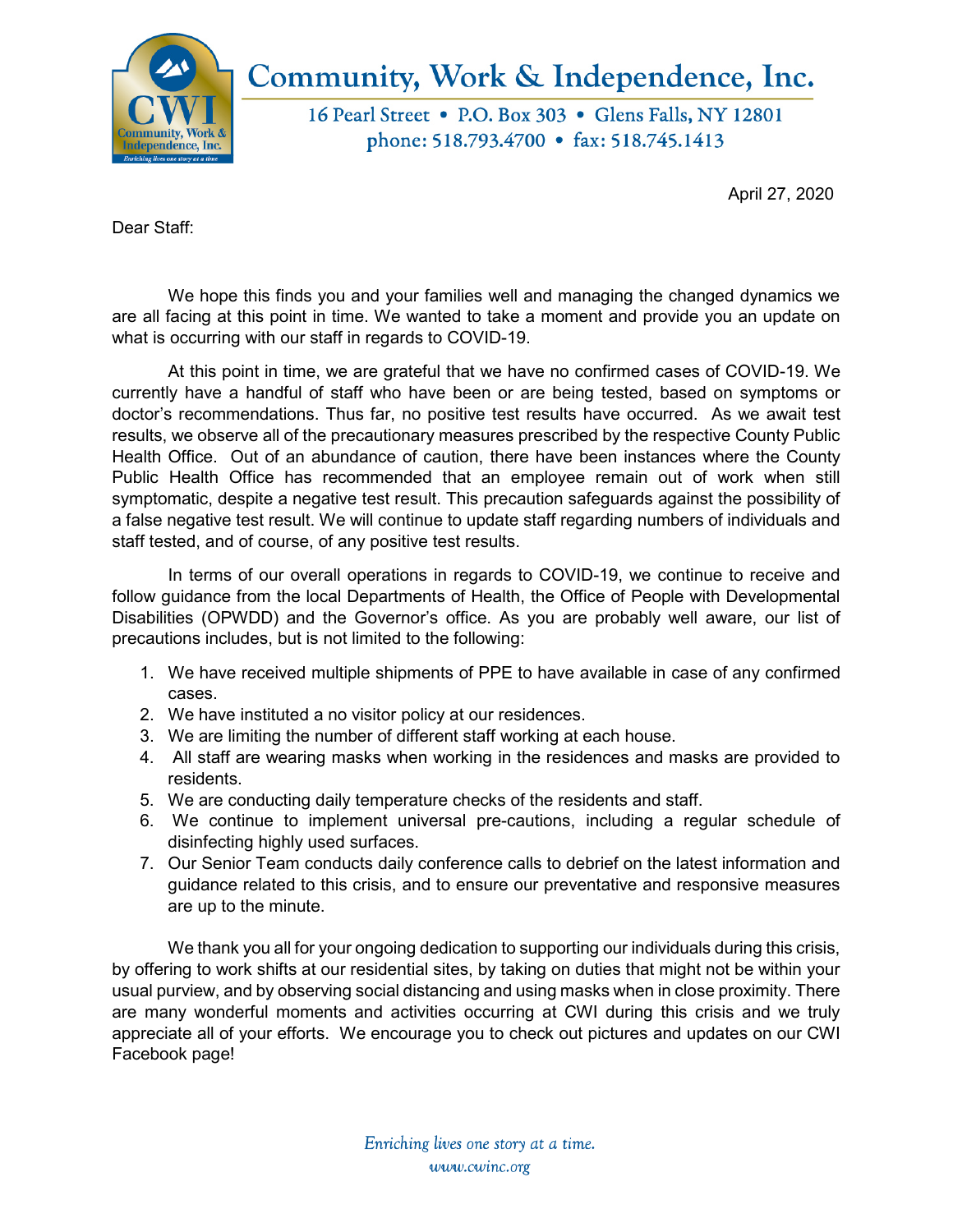# Community, Work & Independence, Inc.

16 Pearl Street • P.O. Box 303 • Glens Falls, NY 12801
phone: 518.793.4700 • fax: 518.745.1413

April 27, 2020

Dear Staff:

We hope this finds you and your families well and managing the changed dynamics we are all facing at this point in time. We wanted to take a moment and provide you an update on what is occurring with our staff in regards to COVID-19.

At this point in time, we are grateful that we have no confirmed cases of COVID-19. We currently have a handful of staff who have been or are being tested, based on symptoms or doctor's recommendations. Thus far, no positive test results have occurred. As we await test results, we observe all of the precautionary measures prescribed by the respective County Public Health Office. Out of an abundance of caution, there have been instances where the County Public Health Office has recommended that an employee remain out of work when still symptomatic, despite a negative test result. This precaution safeguards against the possibility of a false negative test result. We will continue to update staff regarding numbers of individuals and staff tested, and of course, of any positive test results.

In terms of our overall operations in regards to COVID-19, we continue to receive and follow guidance from the local Departments of Health, the Office of People with Developmental Disabilities (OPWDD) and the Governor's office. As you are probably well aware, our list of precautions includes, but is not limited to the following:

1. We have received multiple shipments of PPE to have available in case of any confirmed cases.
2. We have instituted a no visitor policy at our residences.
3. We are limiting the number of different staff working at each house.
4. All staff are wearing masks when working in the residences and masks are provided to residents.
5. We are conducting daily temperature checks of the residents and staff.
6. We continue to implement universal pre-cautions, including a regular schedule of disinfecting highly used surfaces.
7. Our Senior Team conducts daily conference calls to debrief on the latest information and guidance related to this crisis, and to ensure our preventative and responsive measures are up to the minute.

We thank you all for your ongoing dedication to supporting our individuals during this crisis, by offering to work shifts at our residential sites, by taking on duties that might not be within your usual purview, and by observing social distancing and using masks when in close proximity. There are many wonderful moments and activities occurring at CWI during this crisis and we truly appreciate all of your efforts. We encourage you to check out pictures and updates on our CWI Facebook page!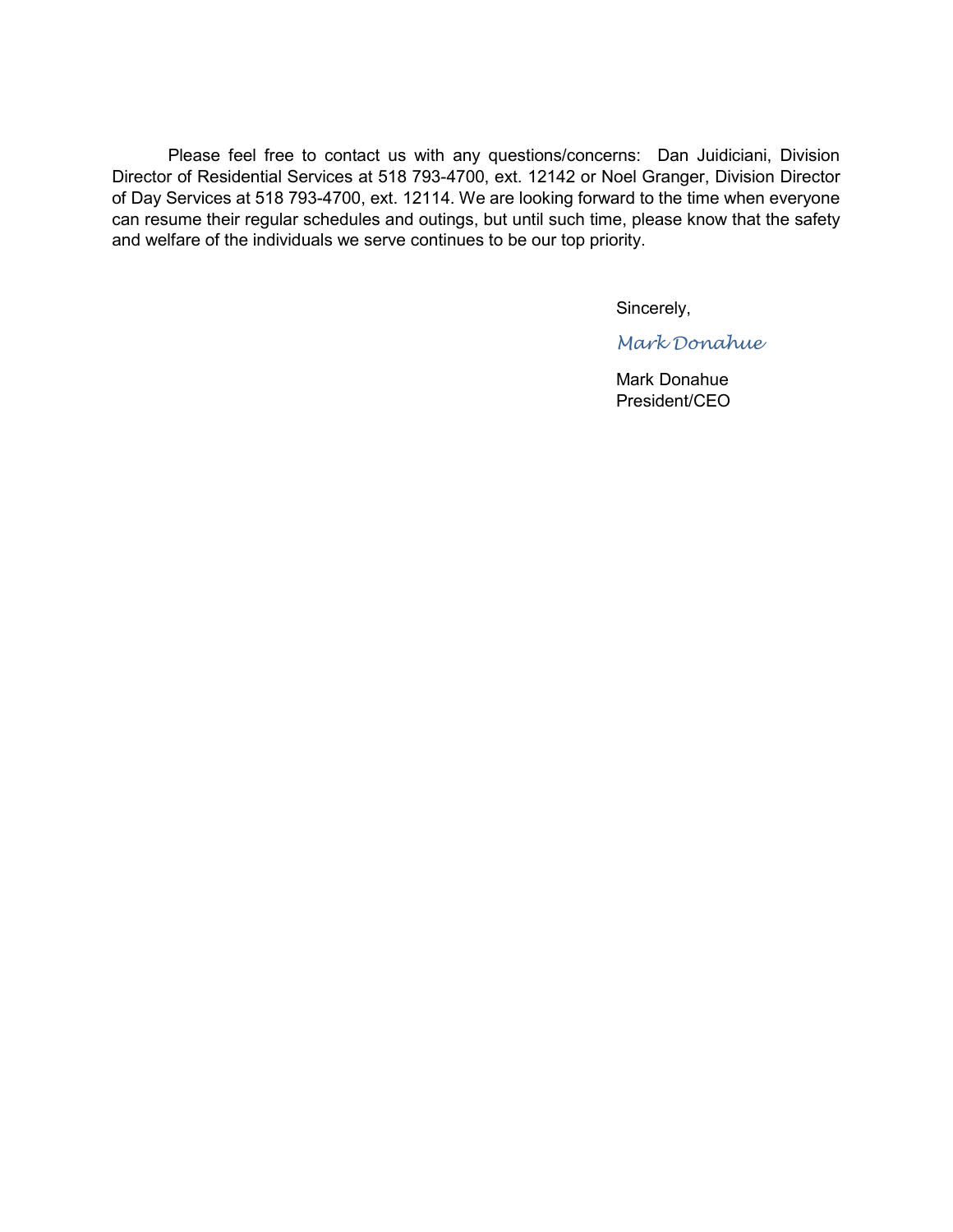Please feel free to contact us with any questions/concerns: Dan Juidiciani, Division Director of Residential Services at 518 793-4700, ext. 12142 or Noel Granger, Division Director of Day Services at 518 793-4700, ext. 12114. We are looking forward to the time when everyone can resume their regular schedules and outings, but until such time, please know that the safety and welfare of the individuals we serve continues to be our top priority.

Sincerely,

*Mark Donahue*

Mark Donahue
President/CEO